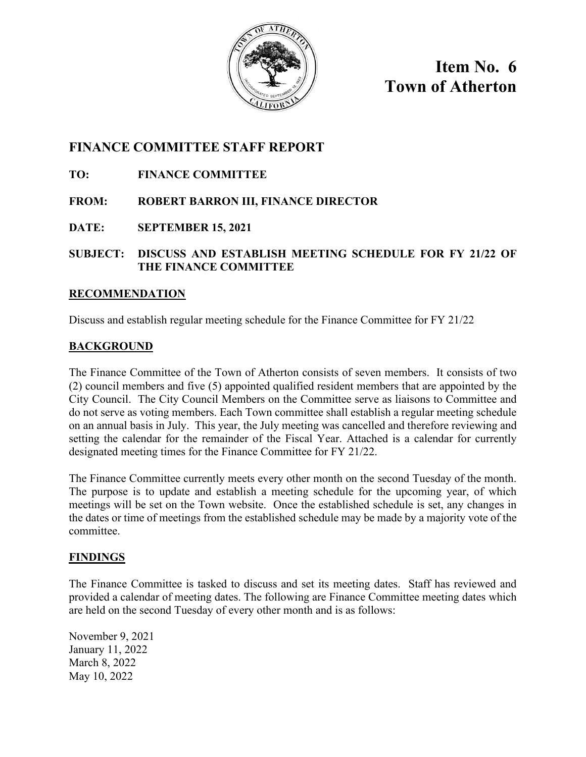**Item No. 6**
**Town of Atherton**

## FINANCE COMMITTEE STAFF REPORT

**TO:** FINANCE COMMITTEE

**FROM:** ROBERT BARRON III, FINANCE DIRECTOR

**DATE:** SEPTEMBER 15, 2021

**SUBJECT:** DISCUSS AND ESTABLISH MEETING SCHEDULE FOR FY 21/22 OF THE FINANCE COMMITTEE

### RECOMMENDATION

Discuss and establish regular meeting schedule for the Finance Committee for FY 21/22

### BACKGROUND

The Finance Committee of the Town of Atherton consists of seven members. It consists of two (2) council members and five (5) appointed qualified resident members that are appointed by the City Council. The City Council Members on the Committee serve as liaisons to Committee and do not serve as voting members. Each Town committee shall establish a regular meeting schedule on an annual basis in July. This year, the July meeting was cancelled and therefore reviewing and setting the calendar for the remainder of the Fiscal Year. Attached is a calendar for currently designated meeting times for the Finance Committee for FY 21/22.

The Finance Committee currently meets every other month on the second Tuesday of the month. The purpose is to update and establish a meeting schedule for the upcoming year, of which meetings will be set on the Town website. Once the established schedule is set, any changes in the dates or time of meetings from the established schedule may be made by a majority vote of the committee.

### FINDINGS

The Finance Committee is tasked to discuss and set its meeting dates. Staff has reviewed and provided a calendar of meeting dates. The following are Finance Committee meeting dates which are held on the second Tuesday of every other month and is as follows:

November 9, 2021
January 11, 2022
March 8, 2022
May 10, 2022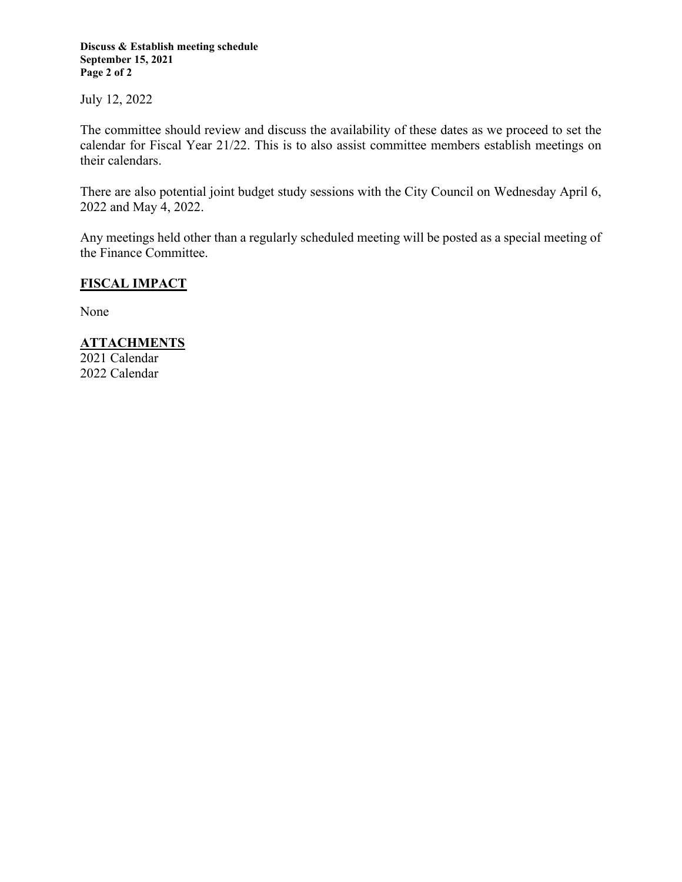July 12, 2022

The committee should review and discuss the availability of these dates as we proceed to set the calendar for Fiscal Year 21/22. This is to also assist committee members establish meetings on their calendars.

There are also potential joint budget study sessions with the City Council on Wednesday April 6, 2022 and May 4, 2022.

Any meetings held other than a regularly scheduled meeting will be posted as a special meeting of the Finance Committee.

## FISCAL IMPACT

None

## ATTACHMENTS

2021 Calendar
2022 Calendar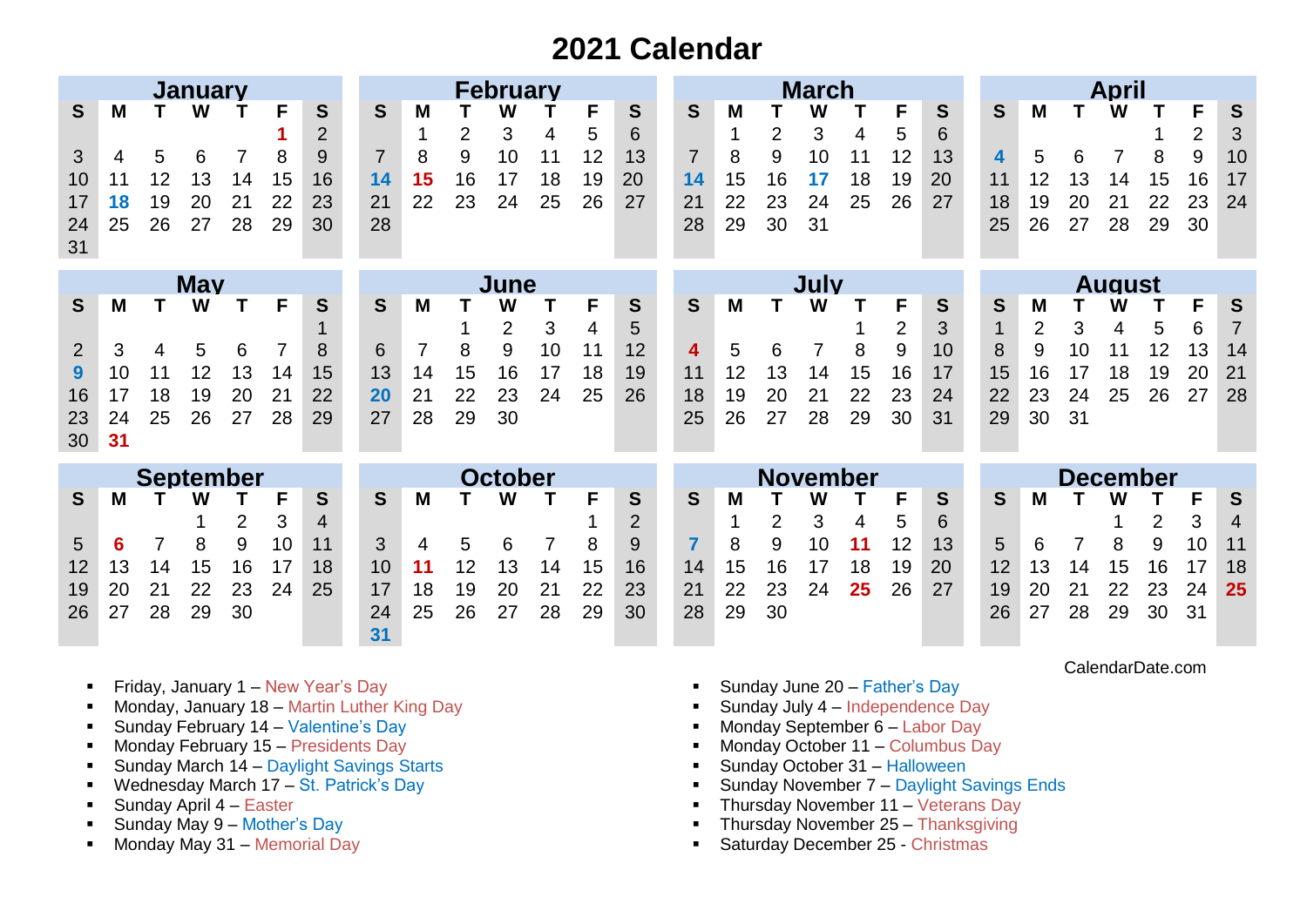# 2021 Calendar

## January

| S | M | T | W | T | F | S |
|---|---|---|---|---|---|---|
| | | | | | 1 | 2 |
| 3 | 4 | 5 | 6 | 7 | 8 | 9 |
| 10 | 11 | 12 | 13 | 14 | 15 | 16 |
| 17 | 18 | 19 | 20 | 21 | 22 | 23 |
| 24 | 25 | 26 | 27 | 28 | 29 | 30 |
| 31 | | | | | | |

## February

| S | M | T | W | T | F | S |
|---|---|---|---|---|---|---|
| | 1 | 2 | 3 | 4 | 5 | 6 |
| 7 | 8 | 9 | 10 | 11 | 12 | 13 |
| 14 | 15 | 16 | 17 | 18 | 19 | 20 |
| 21 | 22 | 23 | 24 | 25 | 26 | 27 |
| 28 | | | | | | |

## March

| S | M | T | W | T | F | S |
|---|---|---|---|---|---|---|
| | 1 | 2 | 3 | 4 | 5 | 6 |
| 7 | 8 | 9 | 10 | 11 | 12 | 13 |
| 14 | 15 | 16 | 17 | 18 | 19 | 20 |
| 21 | 22 | 23 | 24 | 25 | 26 | 27 |
| 28 | 29 | 30 | 31 | | | |

## April

| S | M | T | W | T | F | S |
|---|---|---|---|---|---|---|
| | | | | 1 | 2 | 3 |
| 4 | 5 | 6 | 7 | 8 | 9 | 10 |
| 11 | 12 | 13 | 14 | 15 | 16 | 17 |
| 18 | 19 | 20 | 21 | 22 | 23 | 24 |
| 25 | 26 | 27 | 28 | 29 | 30 | |

## May

| S | M | T | W | T | F | S |
|---|---|---|---|---|---|---|
| | | | | | | 1 |
| 2 | 3 | 4 | 5 | 6 | 7 | 8 |
| 9 | 10 | 11 | 12 | 13 | 14 | 15 |
| 16 | 17 | 18 | 19 | 20 | 21 | 22 |
| 23 | 24 | 25 | 26 | 27 | 28 | 29 |
| 30 | 31 | | | | | |

## June

| S | M | T | W | T | F | S |
|---|---|---|---|---|---|---|
| | | 1 | 2 | 3 | 4 | 5 |
| 6 | 7 | 8 | 9 | 10 | 11 | 12 |
| 13 | 14 | 15 | 16 | 17 | 18 | 19 |
| 20 | 21 | 22 | 23 | 24 | 25 | 26 |
| 27 | 28 | 29 | 30 | | | |

## July

| S | M | T | W | T | F | S |
|---|---|---|---|---|---|---|
| | | | | 1 | 2 | 3 |
| 4 | 5 | 6 | 7 | 8 | 9 | 10 |
| 11 | 12 | 13 | 14 | 15 | 16 | 17 |
| 18 | 19 | 20 | 21 | 22 | 23 | 24 |
| 25 | 26 | 27 | 28 | 29 | 30 | 31 |

## August

| S | M | T | W | T | F | S |
|---|---|---|---|---|---|---|
| 1 | 2 | 3 | 4 | 5 | 6 | 7 |
| 8 | 9 | 10 | 11 | 12 | 13 | 14 |
| 15 | 16 | 17 | 18 | 19 | 20 | 21 |
| 22 | 23 | 24 | 25 | 26 | 27 | 28 |
| 29 | 30 | 31 | | | | |

## September

| S | M | T | W | T | F | S |
|---|---|---|---|---|---|---|
| | | | 1 | 2 | 3 | 4 |
| 5 | 6 | 7 | 8 | 9 | 10 | 11 |
| 12 | 13 | 14 | 15 | 16 | 17 | 18 |
| 19 | 20 | 21 | 22 | 23 | 24 | 25 |
| 26 | 27 | 28 | 29 | 30 | | |

## October

| S | M | T | W | T | F | S |
|---|---|---|---|---|---|---|
| | | | | | 1 | 2 |
| 3 | 4 | 5 | 6 | 7 | 8 | 9 |
| 10 | 11 | 12 | 13 | 14 | 15 | 16 |
| 17 | 18 | 19 | 20 | 21 | 22 | 23 |
| 24 | 25 | 26 | 27 | 28 | 29 | 30 |
| 31 | | | | | | |

## November

| S | M | T | W | T | F | S |
|---|---|---|---|---|---|---|
| | 1 | 2 | 3 | 4 | 5 | 6 |
| 7 | 8 | 9 | 10 | 11 | 12 | 13 |
| 14 | 15 | 16 | 17 | 18 | 19 | 20 |
| 21 | 22 | 23 | 24 | 25 | 26 | 27 |
| 28 | 29 | 30 | | | | |

## December

| S | M | T | W | T | F | S |
|---|---|---|---|---|---|---|
| | | | 1 | 2 | 3 | 4 |
| 5 | 6 | 7 | 8 | 9 | 10 | 11 |
| 12 | 13 | 14 | 15 | 16 | 17 | 18 |
| 19 | 20 | 21 | 22 | 23 | 24 | 25 |
| 26 | 27 | 28 | 29 | 30 | 31 | |

CalendarDate.com

- Friday, January 1 – New Year's Day
- Monday, January 18 – Martin Luther King Day
- Sunday February 14 – Valentine's Day
- Monday February 15 – Presidents Day
- Sunday March 14 – Daylight Savings Starts
- Wednesday March 17 – St. Patrick's Day
- Sunday April 4 – Easter
- Sunday May 9 – Mother's Day
- Monday May 31 – Memorial Day
- Sunday June 20 – Father's Day
- Sunday July 4 – Independence Day
- Monday September 6 – Labor Day
- Monday October 11 – Columbus Day
- Sunday October 31 – Halloween
- Sunday November 7 – Daylight Savings Ends
- Thursday November 11 – Veterans Day
- Thursday November 25 – Thanksgiving
- Saturday December 25 - Christmas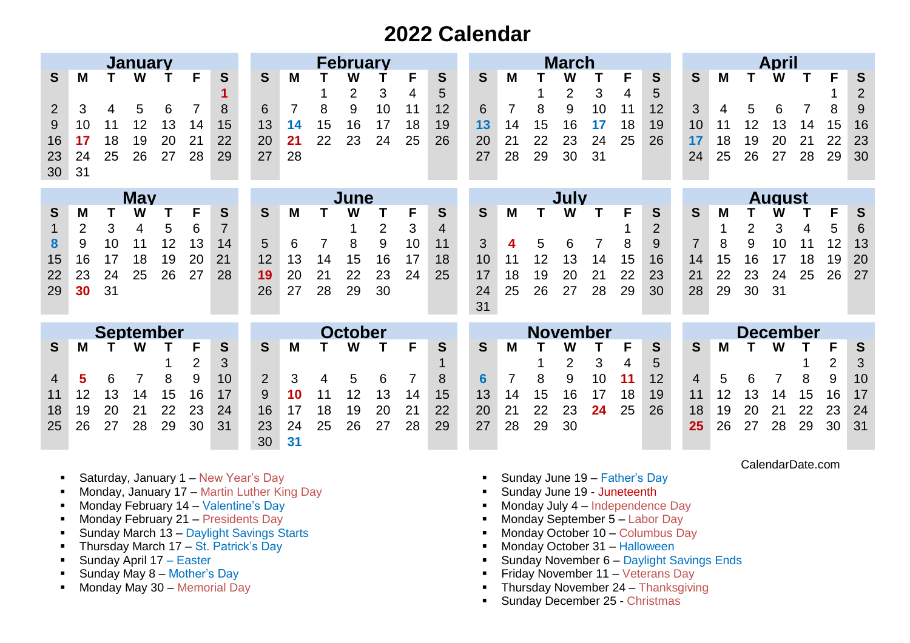# 2022 Calendar

## January

| S | M | T | W | T | F | S |
|---|---|---|---|---|---|---|
| | | | | | | 1 |
| 2 | 3 | 4 | 5 | 6 | 7 | 8 |
| 9 | 10 | 11 | 12 | 13 | 14 | 15 |
| 16 | 17 | 18 | 19 | 20 | 21 | 22 |
| 23 | 24 | 25 | 26 | 27 | 28 | 29 |
| 30 | 31 | | | | | |

## February

| S | M | T | W | T | F | S |
|---|---|---|---|---|---|---|
| | | 1 | 2 | 3 | 4 | 5 |
| 6 | 7 | 8 | 9 | 10 | 11 | 12 |
| 13 | 14 | 15 | 16 | 17 | 18 | 19 |
| 20 | 21 | 22 | 23 | 24 | 25 | 26 |
| 27 | 28 | | | | | |

## March

| S | M | T | W | T | F | S |
|---|---|---|---|---|---|---|
| | | 1 | 2 | 3 | 4 | 5 |
| 6 | 7 | 8 | 9 | 10 | 11 | 12 |
| 13 | 14 | 15 | 16 | 17 | 18 | 19 |
| 20 | 21 | 22 | 23 | 24 | 25 | 26 |
| 27 | 28 | 29 | 30 | 31 | | |

## April

| S | M | T | W | T | F | S |
|---|---|---|---|---|---|---|
| | | | | | 1 | 2 |
| 3 | 4 | 5 | 6 | 7 | 8 | 9 |
| 10 | 11 | 12 | 13 | 14 | 15 | 16 |
| 17 | 18 | 19 | 20 | 21 | 22 | 23 |
| 24 | 25 | 26 | 27 | 28 | 29 | 30 |

## May

| S | M | T | W | T | F | S |
|---|---|---|---|---|---|---|
| 1 | 2 | 3 | 4 | 5 | 6 | 7 |
| 8 | 9 | 10 | 11 | 12 | 13 | 14 |
| 15 | 16 | 17 | 18 | 19 | 20 | 21 |
| 22 | 23 | 24 | 25 | 26 | 27 | 28 |
| 29 | 30 | 31 | | | | |

## June

| S | M | T | W | T | F | S |
|---|---|---|---|---|---|---|
| | | | 1 | 2 | 3 | 4 |
| 5 | 6 | 7 | 8 | 9 | 10 | 11 |
| 12 | 13 | 14 | 15 | 16 | 17 | 18 |
| 19 | 20 | 21 | 22 | 23 | 24 | 25 |
| 26 | 27 | 28 | 29 | 30 | | |

## July

| S | M | T | W | T | F | S |
|---|---|---|---|---|---|---|
| | | | | | 1 | 2 |
| 3 | 4 | 5 | 6 | 7 | 8 | 9 |
| 10 | 11 | 12 | 13 | 14 | 15 | 16 |
| 17 | 18 | 19 | 20 | 21 | 22 | 23 |
| 24 | 25 | 26 | 27 | 28 | 29 | 30 |
| 31 | | | | | | |

## August

| S | M | T | W | T | F | S |
|---|---|---|---|---|---|---|
| | 1 | 2 | 3 | 4 | 5 | 6 |
| 7 | 8 | 9 | 10 | 11 | 12 | 13 |
| 14 | 15 | 16 | 17 | 18 | 19 | 20 |
| 21 | 22 | 23 | 24 | 25 | 26 | 27 |
| 28 | 29 | 30 | 31 | | | |

## September

| S | M | T | W | T | F | S |
|---|---|---|---|---|---|---|
| | | | | 1 | 2 | 3 |
| 4 | 5 | 6 | 7 | 8 | 9 | 10 |
| 11 | 12 | 13 | 14 | 15 | 16 | 17 |
| 18 | 19 | 20 | 21 | 22 | 23 | 24 |
| 25 | 26 | 27 | 28 | 29 | 30 | 31 |

## October

| S | M | T | W | T | F | S |
|---|---|---|---|---|---|---|
| | | | | | | 1 |
| 2 | 3 | 4 | 5 | 6 | 7 | 8 |
| 9 | 10 | 11 | 12 | 13 | 14 | 15 |
| 16 | 17 | 18 | 19 | 20 | 21 | 22 |
| 23 | 24 | 25 | 26 | 27 | 28 | 29 |
| 30 | 31 | | | | | |

## November

| S | M | T | W | T | F | S |
|---|---|---|---|---|---|---|
| | | 1 | 2 | 3 | 4 | 5 |
| 6 | 7 | 8 | 9 | 10 | 11 | 12 |
| 13 | 14 | 15 | 16 | 17 | 18 | 19 |
| 20 | 21 | 22 | 23 | 24 | 25 | 26 |
| 27 | 28 | 29 | 30 | | | |

## December

| S | M | T | W | T | F | S |
|---|---|---|---|---|---|---|
| | | | | 1 | 2 | 3 |
| 4 | 5 | 6 | 7 | 8 | 9 | 10 |
| 11 | 12 | 13 | 14 | 15 | 16 | 17 |
| 18 | 19 | 20 | 21 | 22 | 23 | 24 |
| 25 | 26 | 27 | 28 | 29 | 30 | 31 |

CalendarDate.com

- Saturday, January 1 – New Year's Day
- Monday, January 17 – Martin Luther King Day
- Monday February 14 – Valentine's Day
- Monday February 21 – Presidents Day
- Sunday March 13 – Daylight Savings Starts
- Thursday March 17 – St. Patrick's Day
- Sunday April 17 – Easter
- Sunday May 8 – Mother's Day
- Monday May 30 – Memorial Day
- Sunday June 19 – Father's Day
- Sunday June 19 - Juneteenth
- Monday July 4 – Independence Day
- Monday September 5 – Labor Day
- Monday October 10 – Columbus Day
- Monday October 31 – Halloween
- Sunday November 6 – Daylight Savings Ends
- Friday November 11 – Veterans Day
- Thursday November 24 – Thanksgiving
- Sunday December 25 - Christmas